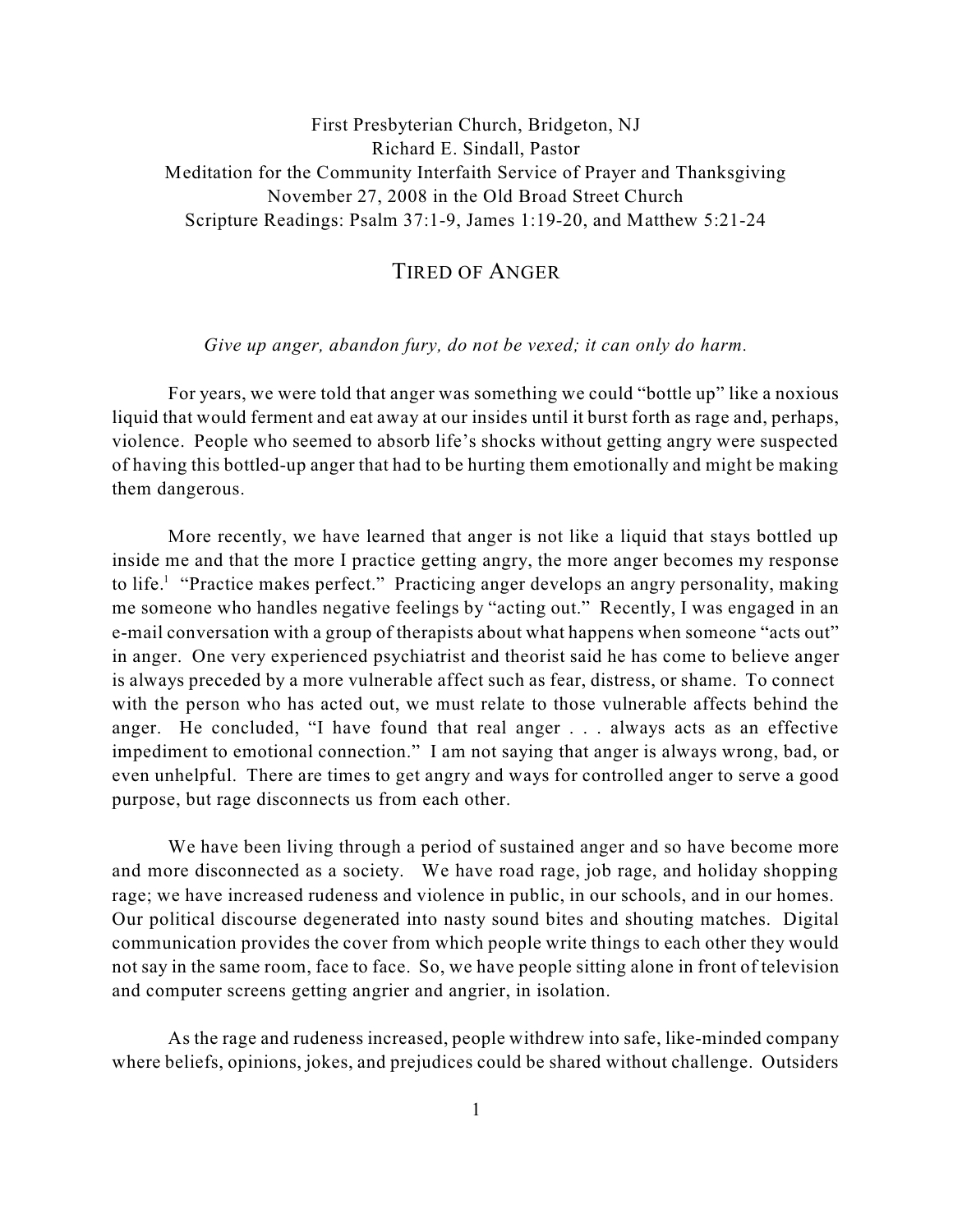First Presbyterian Church, Bridgeton, NJ
Richard E. Sindall, Pastor
Meditation for the Community Interfaith Service of Prayer and Thanksgiving
November 27, 2008 in the Old Broad Street Church
Scripture Readings: Psalm 37:1-9, James 1:19-20, and Matthew 5:21-24

# TIRED OF ANGER

*Give up anger, abandon fury, do not be vexed; it can only do harm.*

For years, we were told that anger was something we could "bottle up" like a noxious liquid that would ferment and eat away at our insides until it burst forth as rage and, perhaps, violence. People who seemed to absorb life's shocks without getting angry were suspected of having this bottled-up anger that had to be hurting them emotionally and might be making them dangerous.

More recently, we have learned that anger is not like a liquid that stays bottled up inside me and that the more I practice getting angry, the more anger becomes my response to life.[1] "Practice makes perfect." Practicing anger develops an angry personality, making me someone who handles negative feelings by "acting out." Recently, I was engaged in an e-mail conversation with a group of therapists about what happens when someone "acts out" in anger. One very experienced psychiatrist and theorist said he has come to believe anger is always preceded by a more vulnerable affect such as fear, distress, or shame. To connect with the person who has acted out, we must relate to those vulnerable affects behind the anger. He concluded, "I have found that real anger . . . always acts as an effective impediment to emotional connection." I am not saying that anger is always wrong, bad, or even unhelpful. There are times to get angry and ways for controlled anger to serve a good purpose, but rage disconnects us from each other.

We have been living through a period of sustained anger and so have become more and more disconnected as a society. We have road rage, job rage, and holiday shopping rage; we have increased rudeness and violence in public, in our schools, and in our homes. Our political discourse degenerated into nasty sound bites and shouting matches. Digital communication provides the cover from which people write things to each other they would not say in the same room, face to face. So, we have people sitting alone in front of television and computer screens getting angrier and angrier, in isolation.

As the rage and rudeness increased, people withdrew into safe, like-minded company where beliefs, opinions, jokes, and prejudices could be shared without challenge. Outsiders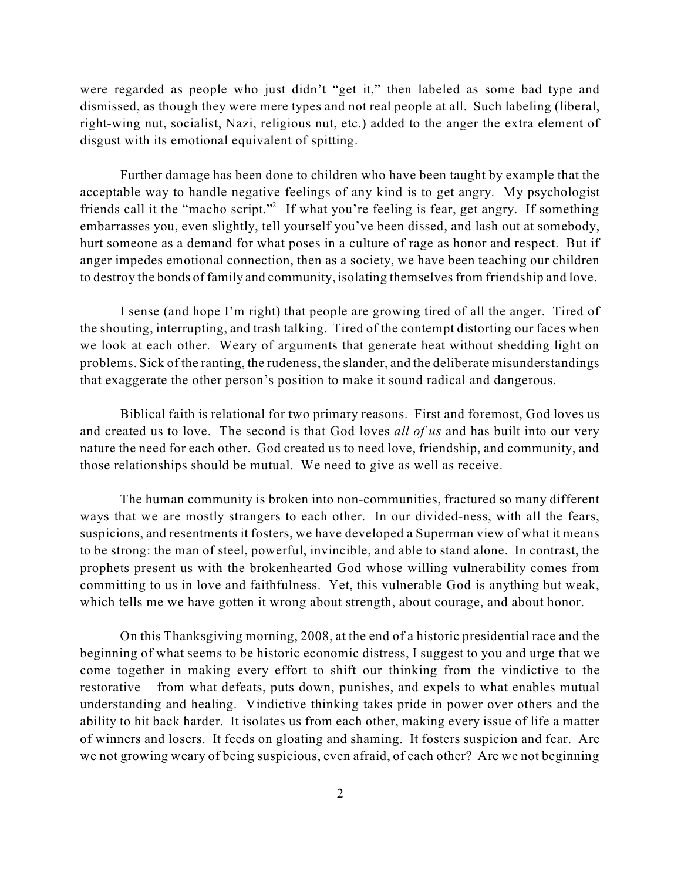were regarded as people who just didn't "get it," then labeled as some bad type and dismissed, as though they were mere types and not real people at all. Such labeling (liberal, right-wing nut, socialist, Nazi, religious nut, etc.) added to the anger the extra element of disgust with its emotional equivalent of spitting.

Further damage has been done to children who have been taught by example that the acceptable way to handle negative feelings of any kind is to get angry. My psychologist friends call it the "macho script."[2] If what you're feeling is fear, get angry. If something embarrasses you, even slightly, tell yourself you've been dissed, and lash out at somebody, hurt someone as a demand for what poses in a culture of rage as honor and respect. But if anger impedes emotional connection, then as a society, we have been teaching our children to destroy the bonds of family and community, isolating themselves from friendship and love.

I sense (and hope I'm right) that people are growing tired of all the anger. Tired of the shouting, interrupting, and trash talking. Tired of the contempt distorting our faces when we look at each other. Weary of arguments that generate heat without shedding light on problems. Sick of the ranting, the rudeness, the slander, and the deliberate misunderstandings that exaggerate the other person's position to make it sound radical and dangerous.

Biblical faith is relational for two primary reasons. First and foremost, God loves us and created us to love. The second is that God loves *all of us* and has built into our very nature the need for each other. God created us to need love, friendship, and community, and those relationships should be mutual. We need to give as well as receive.

The human community is broken into non-communities, fractured so many different ways that we are mostly strangers to each other. In our divided-ness, with all the fears, suspicions, and resentments it fosters, we have developed a Superman view of what it means to be strong: the man of steel, powerful, invincible, and able to stand alone. In contrast, the prophets present us with the brokenhearted God whose willing vulnerability comes from committing to us in love and faithfulness. Yet, this vulnerable God is anything but weak, which tells me we have gotten it wrong about strength, about courage, and about honor.

On this Thanksgiving morning, 2008, at the end of a historic presidential race and the beginning of what seems to be historic economic distress, I suggest to you and urge that we come together in making every effort to shift our thinking from the vindictive to the restorative – from what defeats, puts down, punishes, and expels to what enables mutual understanding and healing. Vindictive thinking takes pride in power over others and the ability to hit back harder. It isolates us from each other, making every issue of life a matter of winners and losers. It feeds on gloating and shaming. It fosters suspicion and fear. Are we not growing weary of being suspicious, even afraid, of each other? Are we not beginning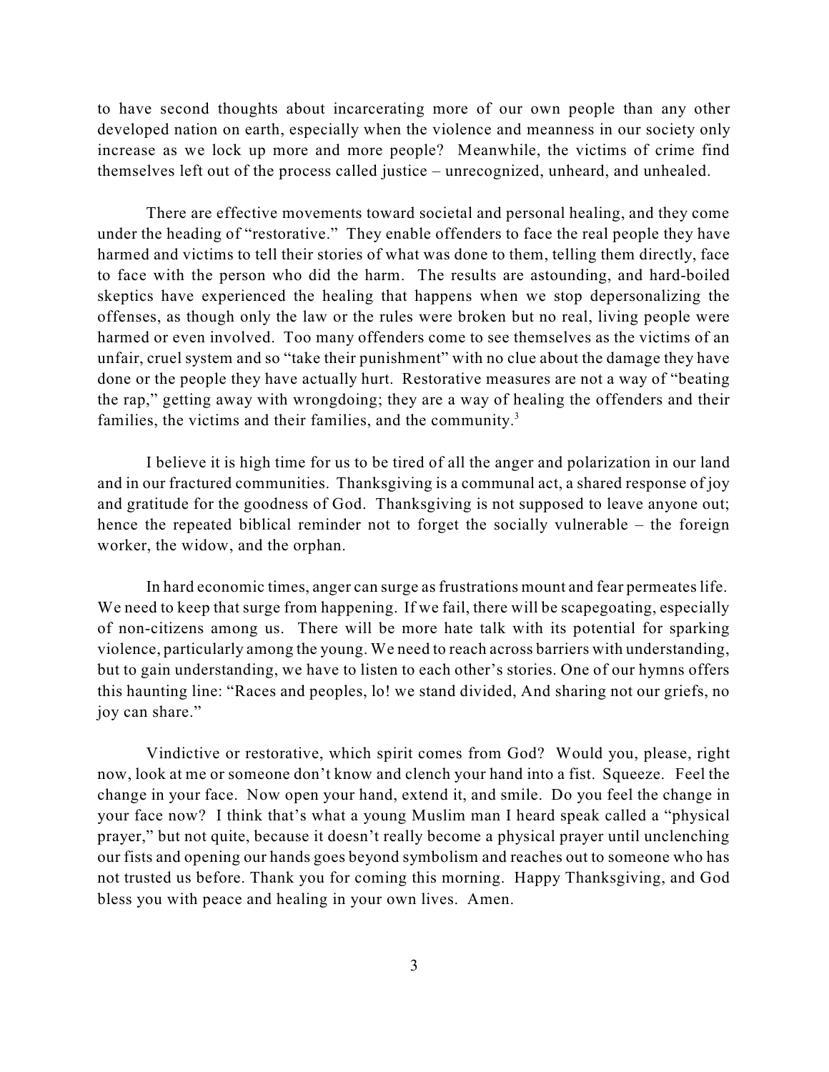to have second thoughts about incarcerating more of our own people than any other developed nation on earth, especially when the violence and meanness in our society only increase as we lock up more and more people? Meanwhile, the victims of crime find themselves left out of the process called justice – unrecognized, unheard, and unhealed.

There are effective movements toward societal and personal healing, and they come under the heading of "restorative." They enable offenders to face the real people they have harmed and victims to tell their stories of what was done to them, telling them directly, face to face with the person who did the harm. The results are astounding, and hard-boiled skeptics have experienced the healing that happens when we stop depersonalizing the offenses, as though only the law or the rules were broken but no real, living people were harmed or even involved. Too many offenders come to see themselves as the victims of an unfair, cruel system and so "take their punishment" with no clue about the damage they have done or the people they have actually hurt. Restorative measures are not a way of "beating the rap," getting away with wrongdoing; they are a way of healing the offenders and their families, the victims and their families, and the community.[3]

I believe it is high time for us to be tired of all the anger and polarization in our land and in our fractured communities. Thanksgiving is a communal act, a shared response of joy and gratitude for the goodness of God. Thanksgiving is not supposed to leave anyone out; hence the repeated biblical reminder not to forget the socially vulnerable – the foreign worker, the widow, and the orphan.

In hard economic times, anger can surge as frustrations mount and fear permeates life. We need to keep that surge from happening. If we fail, there will be scapegoating, especially of non-citizens among us. There will be more hate talk with its potential for sparking violence, particularly among the young. We need to reach across barriers with understanding, but to gain understanding, we have to listen to each other's stories. One of our hymns offers this haunting line: "Races and peoples, lo! we stand divided, And sharing not our griefs, no joy can share."

Vindictive or restorative, which spirit comes from God? Would you, please, right now, look at me or someone don't know and clench your hand into a fist. Squeeze. Feel the change in your face. Now open your hand, extend it, and smile. Do you feel the change in your face now? I think that's what a young Muslim man I heard speak called a "physical prayer," but not quite, because it doesn't really become a physical prayer until unclenching our fists and opening our hands goes beyond symbolism and reaches out to someone who has not trusted us before. Thank you for coming this morning. Happy Thanksgiving, and God bless you with peace and healing in your own lives. Amen.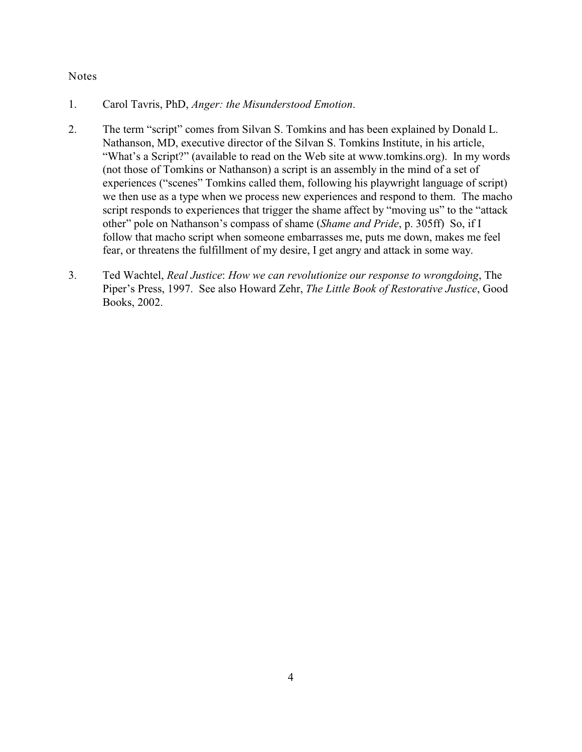Notes

1. Carol Tavris, PhD, *Anger: the Misunderstood Emotion*.

2. The term "script" comes from Silvan S. Tomkins and has been explained by Donald L. Nathanson, MD, executive director of the Silvan S. Tomkins Institute, in his article, "What's a Script?" (available to read on the Web site at www.tomkins.org). In my words (not those of Tomkins or Nathanson) a script is an assembly in the mind of a set of experiences ("scenes" Tomkins called them, following his playwright language of script) we then use as a type when we process new experiences and respond to them. The macho script responds to experiences that trigger the shame affect by "moving us" to the "attack other" pole on Nathanson's compass of shame (*Shame and Pride*, p. 305ff) So, if I follow that macho script when someone embarrasses me, puts me down, makes me feel fear, or threatens the fulfillment of my desire, I get angry and attack in some way.

3. Ted Wachtel, *Real Justice*: *How we can revolutionize our response to wrongdoing*, The Piper's Press, 1997. See also Howard Zehr, *The Little Book of Restorative Justice*, Good Books, 2002.